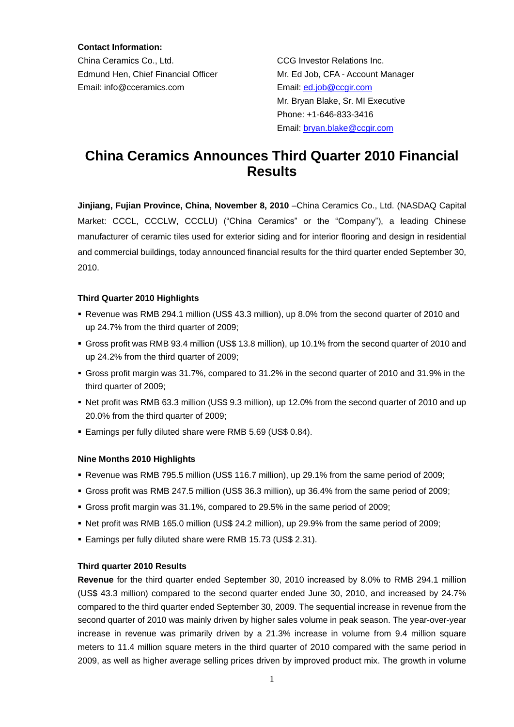**Contact Information:**

China Ceramics Co., Ltd.
Edmund Hen, Chief Financial Officer
Email: info@cceramics.com

CCG Investor Relations Inc.
Mr. Ed Job, CFA - Account Manager
Email: ed.job@ccgir.com
Mr. Bryan Blake, Sr. MI Executive
Phone: +1-646-833-3416
Email: bryan.blake@ccgir.com

# China Ceramics Announces Third Quarter 2010 Financial Results

**Jinjiang, Fujian Province, China, November 8, 2010** –China Ceramics Co., Ltd. (NASDAQ Capital Market: CCCL, CCCLW, CCCLU) ("China Ceramics" or the "Company"), a leading Chinese manufacturer of ceramic tiles used for exterior siding and for interior flooring and design in residential and commercial buildings, today announced financial results for the third quarter ended September 30, 2010.

**Third Quarter 2010 Highlights**

- Revenue was RMB 294.1 million (US$ 43.3 million), up 8.0% from the second quarter of 2010 and up 24.7% from the third quarter of 2009;
- Gross profit was RMB 93.4 million (US$ 13.8 million), up 10.1% from the second quarter of 2010 and up 24.2% from the third quarter of 2009;
- Gross profit margin was 31.7%, compared to 31.2% in the second quarter of 2010 and 31.9% in the third quarter of 2009;
- Net profit was RMB 63.3 million (US$ 9.3 million), up 12.0% from the second quarter of 2010 and up 20.0% from the third quarter of 2009;
- Earnings per fully diluted share were RMB 5.69 (US$ 0.84).

**Nine Months 2010 Highlights**

- Revenue was RMB 795.5 million (US$ 116.7 million), up 29.1% from the same period of 2009;
- Gross profit was RMB 247.5 million (US$ 36.3 million), up 36.4% from the same period of 2009;
- Gross profit margin was 31.1%, compared to 29.5% in the same period of 2009;
- Net profit was RMB 165.0 million (US$ 24.2 million), up 29.9% from the same period of 2009;
- Earnings per fully diluted share were RMB 15.73 (US$ 2.31).

**Third quarter 2010 Results**

**Revenue** for the third quarter ended September 30, 2010 increased by 8.0% to RMB 294.1 million (US$ 43.3 million) compared to the second quarter ended June 30, 2010, and increased by 24.7% compared to the third quarter ended September 30, 2009. The sequential increase in revenue from the second quarter of 2010 was mainly driven by higher sales volume in peak season. The year-over-year increase in revenue was primarily driven by a 21.3% increase in volume from 9.4 million square meters to 11.4 million square meters in the third quarter of 2010 compared with the same period in 2009, as well as higher average selling prices driven by improved product mix. The growth in volume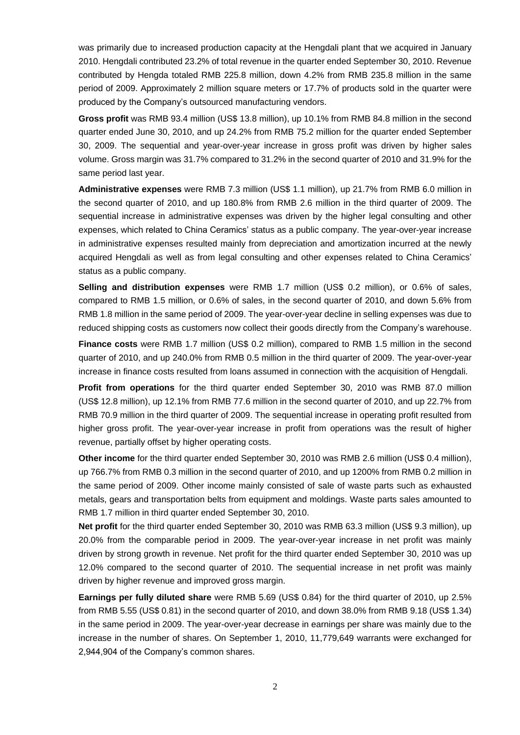was primarily due to increased production capacity at the Hengdali plant that we acquired in January 2010. Hengdali contributed 23.2% of total revenue in the quarter ended September 30, 2010. Revenue contributed by Hengda totaled RMB 225.8 million, down 4.2% from RMB 235.8 million in the same period of 2009. Approximately 2 million square meters or 17.7% of products sold in the quarter were produced by the Company's outsourced manufacturing vendors.

**Gross profit** was RMB 93.4 million (US$ 13.8 million), up 10.1% from RMB 84.8 million in the second quarter ended June 30, 2010, and up 24.2% from RMB 75.2 million for the quarter ended September 30, 2009. The sequential and year-over-year increase in gross profit was driven by higher sales volume. Gross margin was 31.7% compared to 31.2% in the second quarter of 2010 and 31.9% for the same period last year.

**Administrative expenses** were RMB 7.3 million (US$ 1.1 million), up 21.7% from RMB 6.0 million in the second quarter of 2010, and up 180.8% from RMB 2.6 million in the third quarter of 2009. The sequential increase in administrative expenses was driven by the higher legal consulting and other expenses, which related to China Ceramics' status as a public company. The year-over-year increase in administrative expenses resulted mainly from depreciation and amortization incurred at the newly acquired Hengdali as well as from legal consulting and other expenses related to China Ceramics' status as a public company.

**Selling and distribution expenses** were RMB 1.7 million (US$ 0.2 million), or 0.6% of sales, compared to RMB 1.5 million, or 0.6% of sales, in the second quarter of 2010, and down 5.6% from RMB 1.8 million in the same period of 2009. The year-over-year decline in selling expenses was due to reduced shipping costs as customers now collect their goods directly from the Company's warehouse.

**Finance costs** were RMB 1.7 million (US$ 0.2 million), compared to RMB 1.5 million in the second quarter of 2010, and up 240.0% from RMB 0.5 million in the third quarter of 2009. The year-over-year increase in finance costs resulted from loans assumed in connection with the acquisition of Hengdali.

**Profit from operations** for the third quarter ended September 30, 2010 was RMB 87.0 million (US$ 12.8 million), up 12.1% from RMB 77.6 million in the second quarter of 2010, and up 22.7% from RMB 70.9 million in the third quarter of 2009. The sequential increase in operating profit resulted from higher gross profit. The year-over-year increase in profit from operations was the result of higher revenue, partially offset by higher operating costs.

**Other income** for the third quarter ended September 30, 2010 was RMB 2.6 million (US$ 0.4 million), up 766.7% from RMB 0.3 million in the second quarter of 2010, and up 1200% from RMB 0.2 million in the same period of 2009. Other income mainly consisted of sale of waste parts such as exhausted metals, gears and transportation belts from equipment and moldings. Waste parts sales amounted to RMB 1.7 million in third quarter ended September 30, 2010.

**Net profit** for the third quarter ended September 30, 2010 was RMB 63.3 million (US$ 9.3 million), up 20.0% from the comparable period in 2009. The year-over-year increase in net profit was mainly driven by strong growth in revenue. Net profit for the third quarter ended September 30, 2010 was up 12.0% compared to the second quarter of 2010. The sequential increase in net profit was mainly driven by higher revenue and improved gross margin.

**Earnings per fully diluted share** were RMB 5.69 (US$ 0.84) for the third quarter of 2010, up 2.5% from RMB 5.55 (US$ 0.81) in the second quarter of 2010, and down 38.0% from RMB 9.18 (US$ 1.34) in the same period in 2009. The year-over-year decrease in earnings per share was mainly due to the increase in the number of shares. On September 1, 2010, 11,779,649 warrants were exchanged for 2,944,904 of the Company's common shares.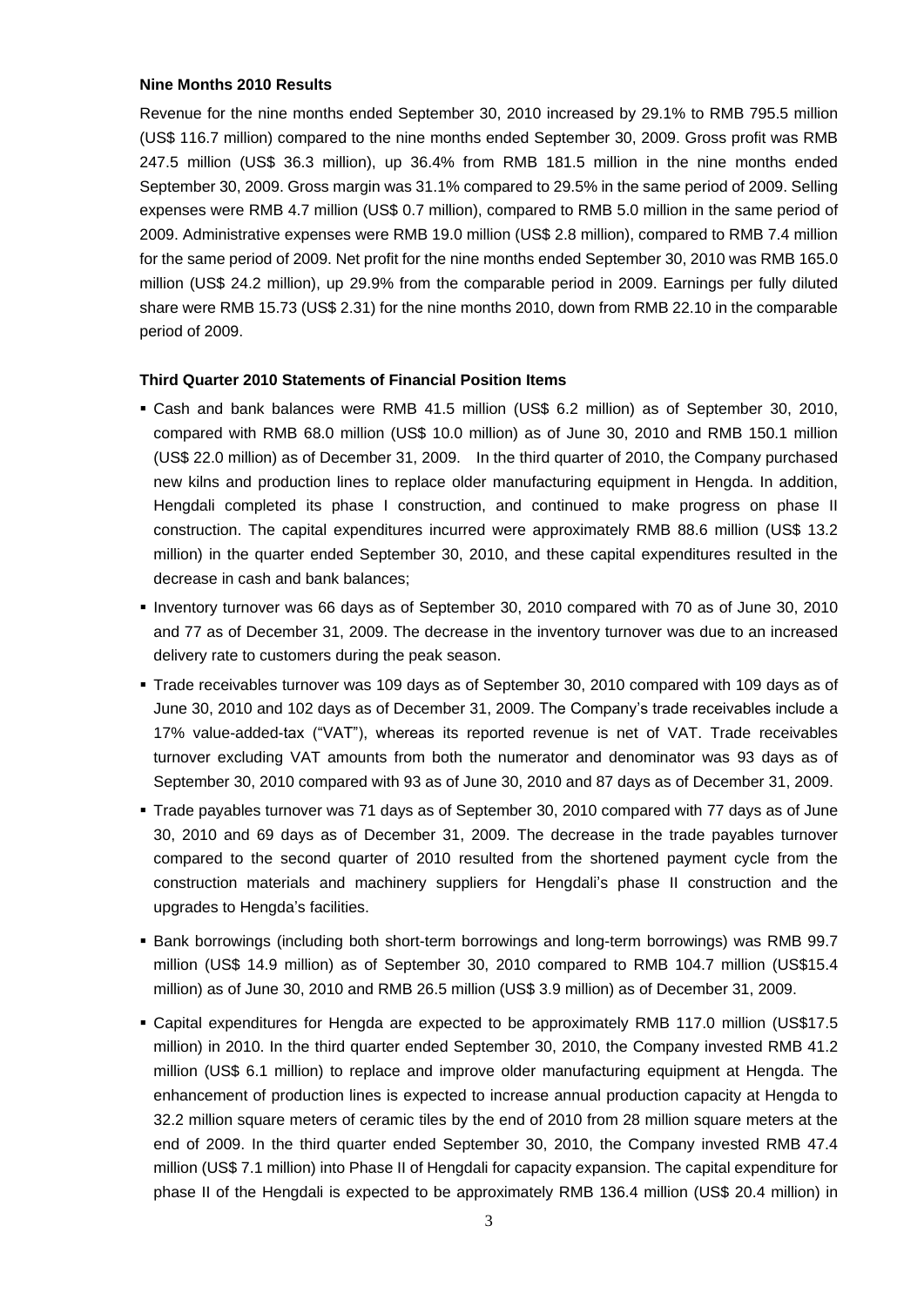**Nine Months 2010 Results**

Revenue for the nine months ended September 30, 2010 increased by 29.1% to RMB 795.5 million (US$ 116.7 million) compared to the nine months ended September 30, 2009. Gross profit was RMB 247.5 million (US$ 36.3 million), up 36.4% from RMB 181.5 million in the nine months ended September 30, 2009. Gross margin was 31.1% compared to 29.5% in the same period of 2009. Selling expenses were RMB 4.7 million (US$ 0.7 million), compared to RMB 5.0 million in the same period of 2009. Administrative expenses were RMB 19.0 million (US$ 2.8 million), compared to RMB 7.4 million for the same period of 2009. Net profit for the nine months ended September 30, 2010 was RMB 165.0 million (US$ 24.2 million), up 29.9% from the comparable period in 2009. Earnings per fully diluted share were RMB 15.73 (US$ 2.31) for the nine months 2010, down from RMB 22.10 in the comparable period of 2009.

**Third Quarter 2010 Statements of Financial Position Items**

- Cash and bank balances were RMB 41.5 million (US$ 6.2 million) as of September 30, 2010, compared with RMB 68.0 million (US$ 10.0 million) as of June 30, 2010 and RMB 150.1 million (US$ 22.0 million) as of December 31, 2009. In the third quarter of 2010, the Company purchased new kilns and production lines to replace older manufacturing equipment in Hengda. In addition, Hengdali completed its phase I construction, and continued to make progress on phase II construction. The capital expenditures incurred were approximately RMB 88.6 million (US$ 13.2 million) in the quarter ended September 30, 2010, and these capital expenditures resulted in the decrease in cash and bank balances;
- Inventory turnover was 66 days as of September 30, 2010 compared with 70 as of June 30, 2010 and 77 as of December 31, 2009. The decrease in the inventory turnover was due to an increased delivery rate to customers during the peak season.
- Trade receivables turnover was 109 days as of September 30, 2010 compared with 109 days as of June 30, 2010 and 102 days as of December 31, 2009. The Company's trade receivables include a 17% value-added-tax ("VAT"), whereas its reported revenue is net of VAT. Trade receivables turnover excluding VAT amounts from both the numerator and denominator was 93 days as of September 30, 2010 compared with 93 as of June 30, 2010 and 87 days as of December 31, 2009.
- Trade payables turnover was 71 days as of September 30, 2010 compared with 77 days as of June 30, 2010 and 69 days as of December 31, 2009. The decrease in the trade payables turnover compared to the second quarter of 2010 resulted from the shortened payment cycle from the construction materials and machinery suppliers for Hengdali's phase II construction and the upgrades to Hengda's facilities.
- Bank borrowings (including both short-term borrowings and long-term borrowings) was RMB 99.7 million (US$ 14.9 million) as of September 30, 2010 compared to RMB 104.7 million (US$15.4 million) as of June 30, 2010 and RMB 26.5 million (US$ 3.9 million) as of December 31, 2009.
- Capital expenditures for Hengda are expected to be approximately RMB 117.0 million (US$17.5 million) in 2010. In the third quarter ended September 30, 2010, the Company invested RMB 41.2 million (US$ 6.1 million) to replace and improve older manufacturing equipment at Hengda. The enhancement of production lines is expected to increase annual production capacity at Hengda to 32.2 million square meters of ceramic tiles by the end of 2010 from 28 million square meters at the end of 2009. In the third quarter ended September 30, 2010, the Company invested RMB 47.4 million (US$ 7.1 million) into Phase II of Hengdali for capacity expansion. The capital expenditure for phase II of the Hengdali is expected to be approximately RMB 136.4 million (US$ 20.4 million) in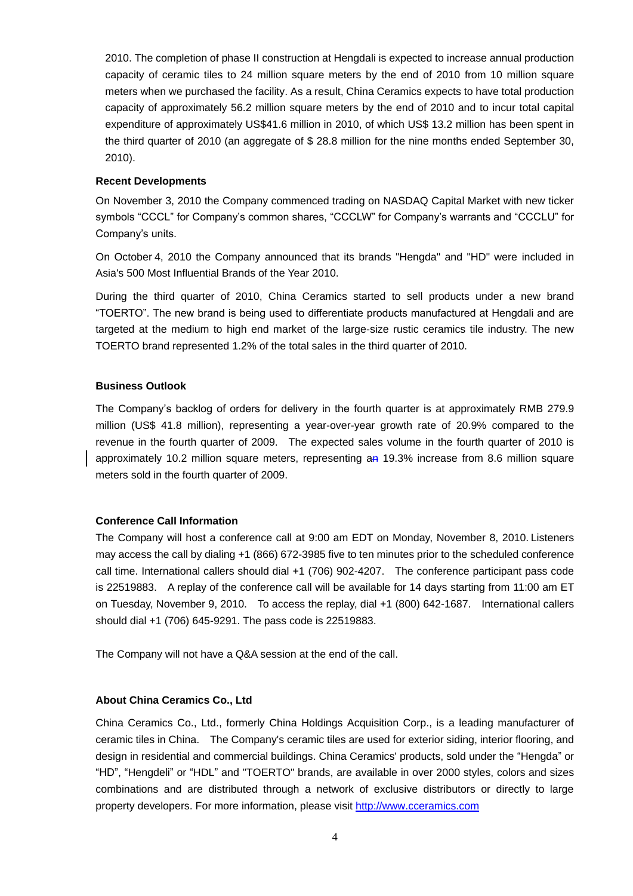2010. The completion of phase II construction at Hengdali is expected to increase annual production capacity of ceramic tiles to 24 million square meters by the end of 2010 from 10 million square meters when we purchased the facility. As a result, China Ceramics expects to have total production capacity of approximately 56.2 million square meters by the end of 2010 and to incur total capital expenditure of approximately US$41.6 million in 2010, of which US$ 13.2 million has been spent in the third quarter of 2010 (an aggregate of $ 28.8 million for the nine months ended September 30, 2010).

**Recent Developments**

On November 3, 2010 the Company commenced trading on NASDAQ Capital Market with new ticker symbols "CCCL" for Company's common shares, "CCCLW" for Company's warrants and "CCCLU" for Company's units.

On October 4, 2010 the Company announced that its brands "Hengda" and "HD" were included in Asia's 500 Most Influential Brands of the Year 2010.

During the third quarter of 2010, China Ceramics started to sell products under a new brand "TOERTO". The new brand is being used to differentiate products manufactured at Hengdali and are targeted at the medium to high end market of the large-size rustic ceramics tile industry. The new TOERTO brand represented 1.2% of the total sales in the third quarter of 2010.

**Business Outlook**

The Company's backlog of orders for delivery in the fourth quarter is at approximately RMB 279.9 million (US$ 41.8 million), representing a year-over-year growth rate of 20.9% compared to the revenue in the fourth quarter of 2009. The expected sales volume in the fourth quarter of 2010 is approximately 10.2 million square meters, representing a 19.3% increase from 8.6 million square meters sold in the fourth quarter of 2009.

**Conference Call Information**

The Company will host a conference call at 9:00 am EDT on Monday, November 8, 2010. Listeners may access the call by dialing +1 (866) 672-3985 five to ten minutes prior to the scheduled conference call time. International callers should dial +1 (706) 902-4207. The conference participant pass code is 22519883. A replay of the conference call will be available for 14 days starting from 11:00 am ET on Tuesday, November 9, 2010. To access the replay, dial +1 (800) 642-1687. International callers should dial +1 (706) 645-9291. The pass code is 22519883.

The Company will not have a Q&A session at the end of the call.

**About China Ceramics Co., Ltd**

China Ceramics Co., Ltd., formerly China Holdings Acquisition Corp., is a leading manufacturer of ceramic tiles in China. The Company's ceramic tiles are used for exterior siding, interior flooring, and design in residential and commercial buildings. China Ceramics' products, sold under the "Hengda" or "HD", "Hengdeli" or "HDL" and "TOERTO" brands, are available in over 2000 styles, colors and sizes combinations and are distributed through a network of exclusive distributors or directly to large property developers. For more information, please visit http://www.cceramics.com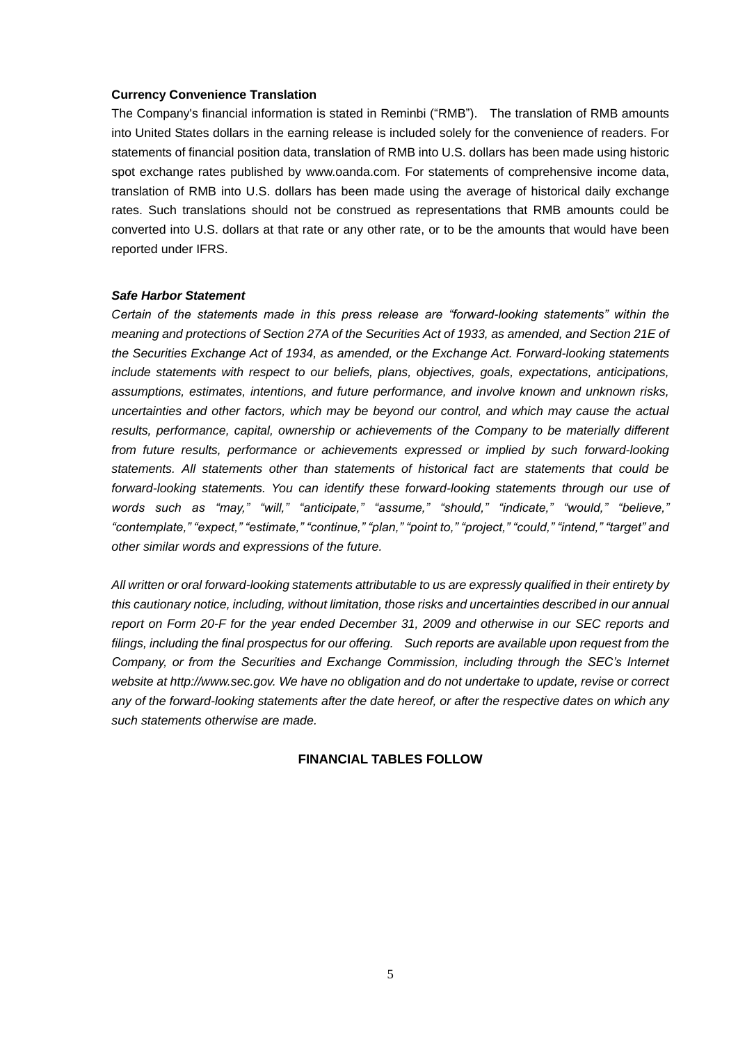**Currency Convenience Translation**

The Company's financial information is stated in Reminbi ("RMB"). The translation of RMB amounts into United States dollars in the earning release is included solely for the convenience of readers. For statements of financial position data, translation of RMB into U.S. dollars has been made using historic spot exchange rates published by www.oanda.com. For statements of comprehensive income data, translation of RMB into U.S. dollars has been made using the average of historical daily exchange rates. Such translations should not be construed as representations that RMB amounts could be converted into U.S. dollars at that rate or any other rate, or to be the amounts that would have been reported under IFRS.

***Safe Harbor Statement***

*Certain of the statements made in this press release are "forward-looking statements" within the meaning and protections of Section 27A of the Securities Act of 1933, as amended, and Section 21E of the Securities Exchange Act of 1934, as amended, or the Exchange Act. Forward-looking statements include statements with respect to our beliefs, plans, objectives, goals, expectations, anticipations, assumptions, estimates, intentions, and future performance, and involve known and unknown risks, uncertainties and other factors, which may be beyond our control, and which may cause the actual results, performance, capital, ownership or achievements of the Company to be materially different from future results, performance or achievements expressed or implied by such forward-looking statements. All statements other than statements of historical fact are statements that could be forward-looking statements. You can identify these forward-looking statements through our use of words such as "may," "will," "anticipate," "assume," "should," "indicate," "would," "believe," "contemplate," "expect," "estimate," "continue," "plan," "point to," "project," "could," "intend," "target" and other similar words and expressions of the future.*

*All written or oral forward-looking statements attributable to us are expressly qualified in their entirety by this cautionary notice, including, without limitation, those risks and uncertainties described in our annual report on Form 20-F for the year ended December 31, 2009 and otherwise in our SEC reports and filings, including the final prospectus for our offering. Such reports are available upon request from the Company, or from the Securities and Exchange Commission, including through the SEC's Internet website at http://www.sec.gov. We have no obligation and do not undertake to update, revise or correct any of the forward-looking statements after the date hereof, or after the respective dates on which any such statements otherwise are made.*

**FINANCIAL TABLES FOLLOW**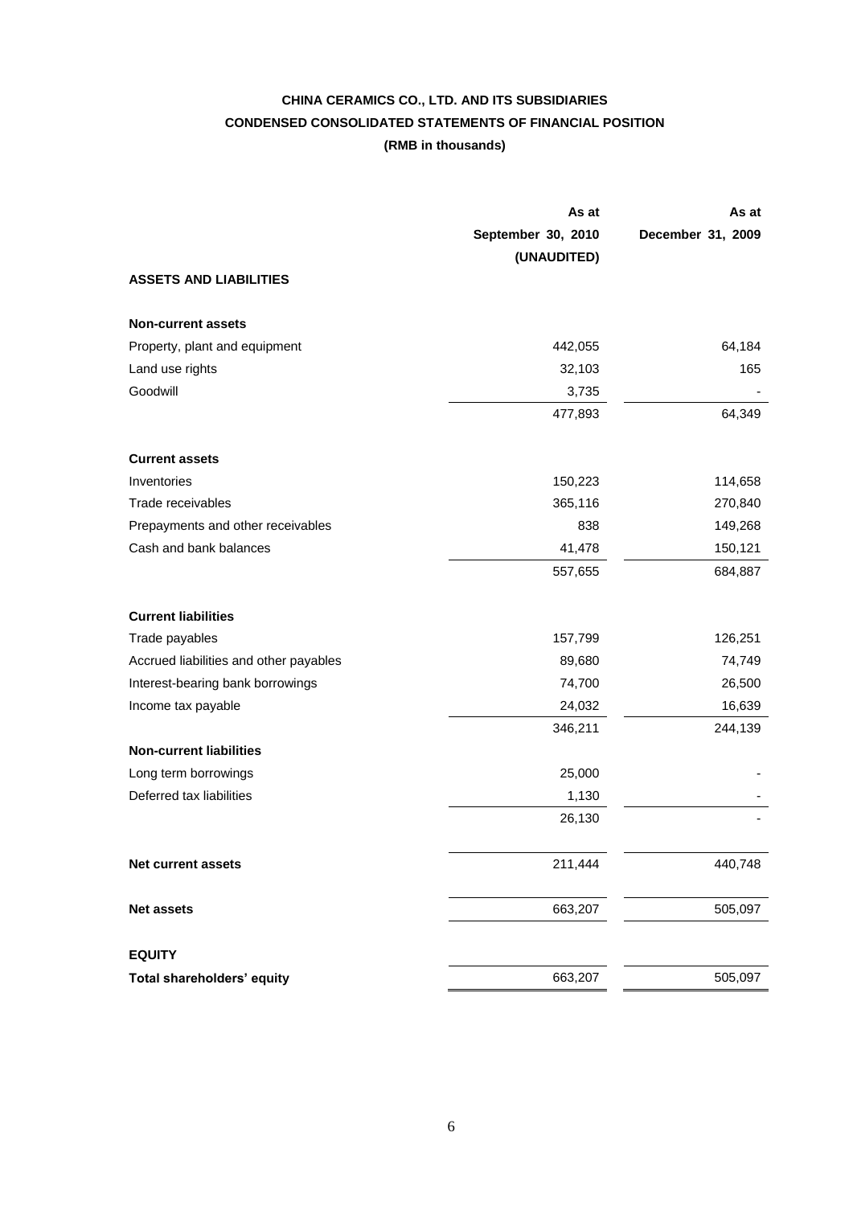# CHINA CERAMICS CO., LTD. AND ITS SUBSIDIARIES

## CONDENSED CONSOLIDATED STATEMENTS OF FINANCIAL POSITION

**(RMB in thousands)**

| | As at September 30, 2010 (UNAUDITED) | As at December 31, 2009 |
|---|---:|---:|
| **ASSETS AND LIABILITIES** | | |
| **Non-current assets** | | |
| Property, plant and equipment | 442,055 | 64,184 |
| Land use rights | 32,103 | 165 |
| Goodwill | 3,735 | - |
| | 477,893 | 64,349 |
| **Current assets** | | |
| Inventories | 150,223 | 114,658 |
| Trade receivables | 365,116 | 270,840 |
| Prepayments and other receivables | 838 | 149,268 |
| Cash and bank balances | 41,478 | 150,121 |
| | 557,655 | 684,887 |
| **Current liabilities** | | |
| Trade payables | 157,799 | 126,251 |
| Accrued liabilities and other payables | 89,680 | 74,749 |
| Interest-bearing bank borrowings | 74,700 | 26,500 |
| Income tax payable | 24,032 | 16,639 |
| | 346,211 | 244,139 |
| **Non-current liabilities** | | |
| Long term borrowings | 25,000 | - |
| Deferred tax liabilities | 1,130 | - |
| | 26,130 | - |
| **Net current assets** | 211,444 | 440,748 |
| **Net assets** | 663,207 | 505,097 |
| **EQUITY** | | |
| **Total shareholders' equity** | 663,207 | 505,097 |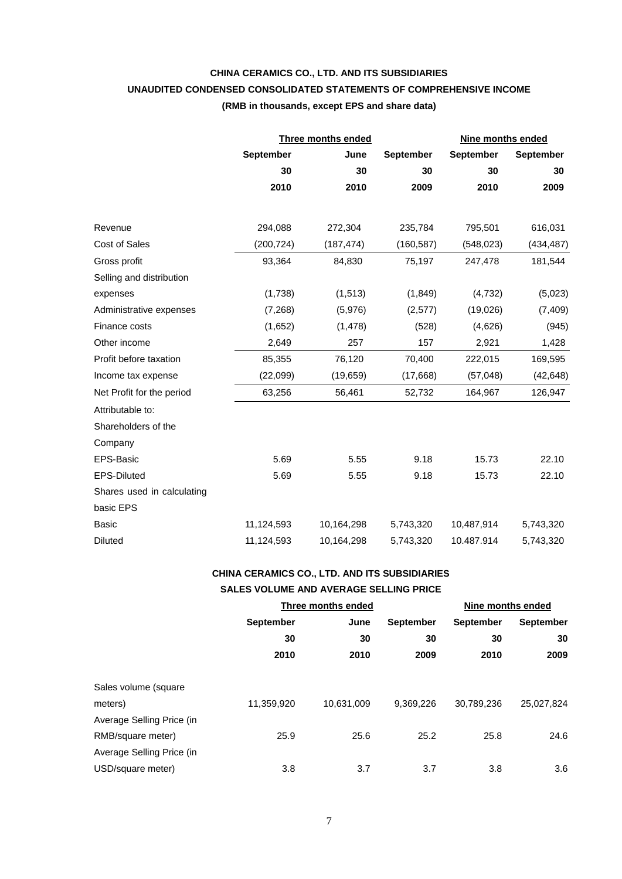**CHINA CERAMICS CO., LTD. AND ITS SUBSIDIARIES**

**UNAUDITED CONDENSED CONSOLIDATED STATEMENTS OF COMPREHENSIVE INCOME**

**(RMB in thousands, except EPS and share data)**

| | Three months ended | | | Nine months ended | |
|---|---|---|---|---|---|
| | September 30 2010 | June 30 2010 | September 30 2009 | September 30 2010 | September 30 2009 |
| Revenue | 294,088 | 272,304 | 235,784 | 795,501 | 616,031 |
| Cost of Sales | (200,724) | (187,474) | (160,587) | (548,023) | (434,487) |
| Gross profit | 93,364 | 84,830 | 75,197 | 247,478 | 181,544 |
| Selling and distribution expenses | (1,738) | (1,513) | (1,849) | (4,732) | (5,023) |
| Administrative expenses | (7,268) | (5,976) | (2,577) | (19,026) | (7,409) |
| Finance costs | (1,652) | (1,478) | (528) | (4,626) | (945) |
| Other income | 2,649 | 257 | 157 | 2,921 | 1,428 |
| Profit before taxation | 85,355 | 76,120 | 70,400 | 222,015 | 169,595 |
| Income tax expense | (22,099) | (19,659) | (17,668) | (57,048) | (42,648) |
| Net Profit for the period | 63,256 | 56,461 | 52,732 | 164,967 | 126,947 |
| Attributable to: | | | | | |
| Shareholders of the Company | | | | | |
| EPS-Basic | 5.69 | 5.55 | 9.18 | 15.73 | 22.10 |
| EPS-Diluted | 5.69 | 5.55 | 9.18 | 15.73 | 22.10 |
| Shares used in calculating basic EPS | | | | | |
| Basic | 11,124,593 | 10,164,298 | 5,743,320 | 10,487,914 | 5,743,320 |
| Diluted | 11,124,593 | 10,164,298 | 5,743,320 | 10.487.914 | 5,743,320 |

**CHINA CERAMICS CO., LTD. AND ITS SUBSIDIARIES**

**SALES VOLUME AND AVERAGE SELLING PRICE**

| | Three months ended | | | Nine months ended | |
|---|---|---|---|---|---|
| | September 30 2010 | June 30 2010 | September 30 2009 | September 30 2010 | September 30 2009 |
| Sales volume (square meters) | 11,359,920 | 10,631,009 | 9,369,226 | 30,789,236 | 25,027,824 |
| Average Selling Price (in RMB/square meter) | 25.9 | 25.6 | 25.2 | 25.8 | 24.6 |
| Average Selling Price (in USD/square meter) | 3.8 | 3.7 | 3.7 | 3.8 | 3.6 |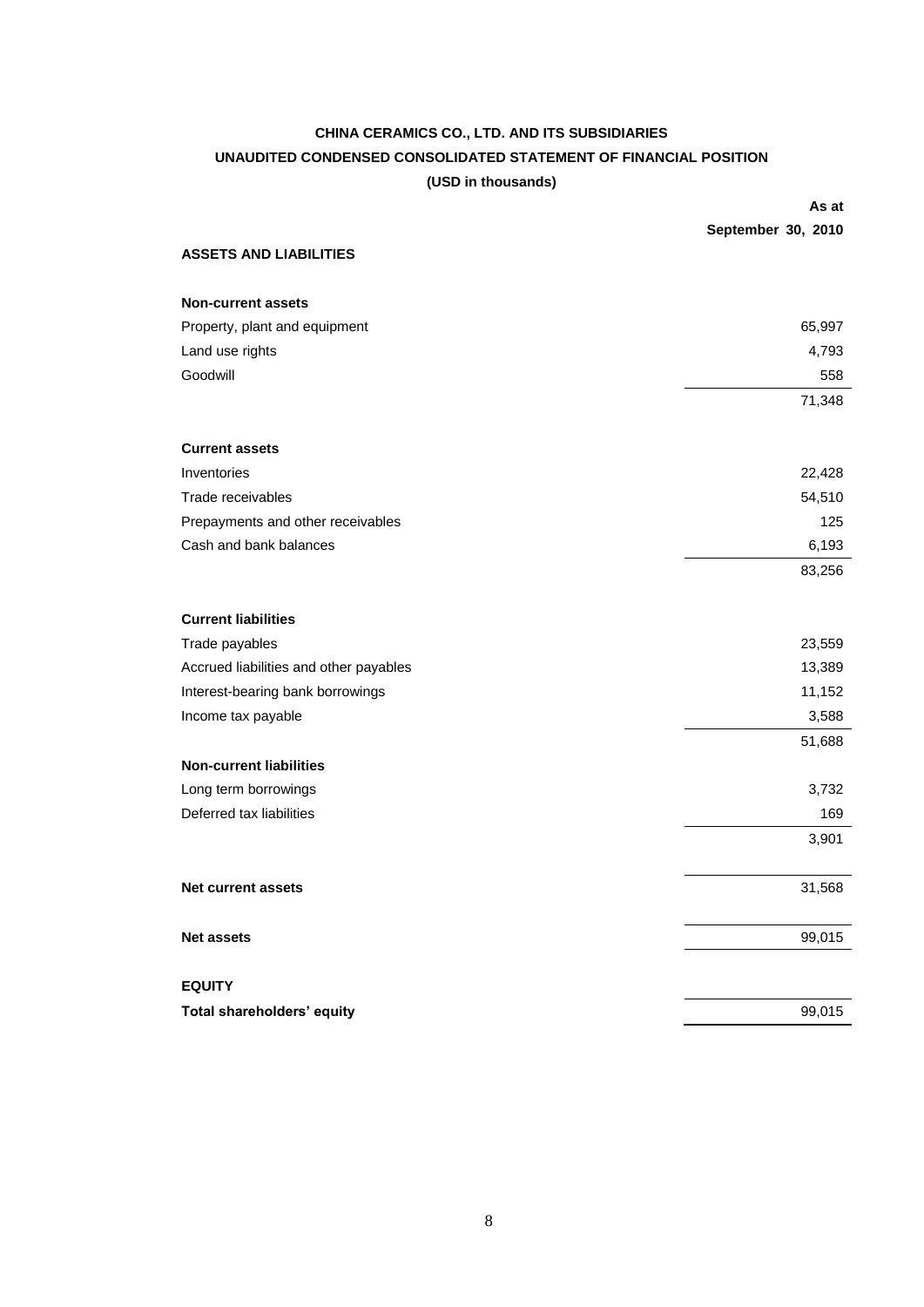**CHINA CERAMICS CO., LTD. AND ITS SUBSIDIARIES**

**UNAUDITED CONDENSED CONSOLIDATED STATEMENT OF FINANCIAL POSITION**

**(USD in thousands)**

| | **As at September 30, 2010** |
|---|---:|
| **ASSETS AND LIABILITIES** | |
| | |
| **Non-current assets** | |
| Property, plant and equipment | 65,997 |
| Land use rights | 4,793 |
| Goodwill | 558 |
| | 71,348 |
| | |
| **Current assets** | |
| Inventories | 22,428 |
| Trade receivables | 54,510 |
| Prepayments and other receivables | 125 |
| Cash and bank balances | 6,193 |
| | 83,256 |
| | |
| **Current liabilities** | |
| Trade payables | 23,559 |
| Accrued liabilities and other payables | 13,389 |
| Interest-bearing bank borrowings | 11,152 |
| Income tax payable | 3,588 |
| | 51,688 |
| **Non-current liabilities** | |
| Long term borrowings | 3,732 |
| Deferred tax liabilities | 169 |
| | 3,901 |
| | |
| **Net current assets** | 31,568 |
| | |
| **Net assets** | 99,015 |
| | |
| **EQUITY** | |
| **Total shareholders' equity** | 99,015 |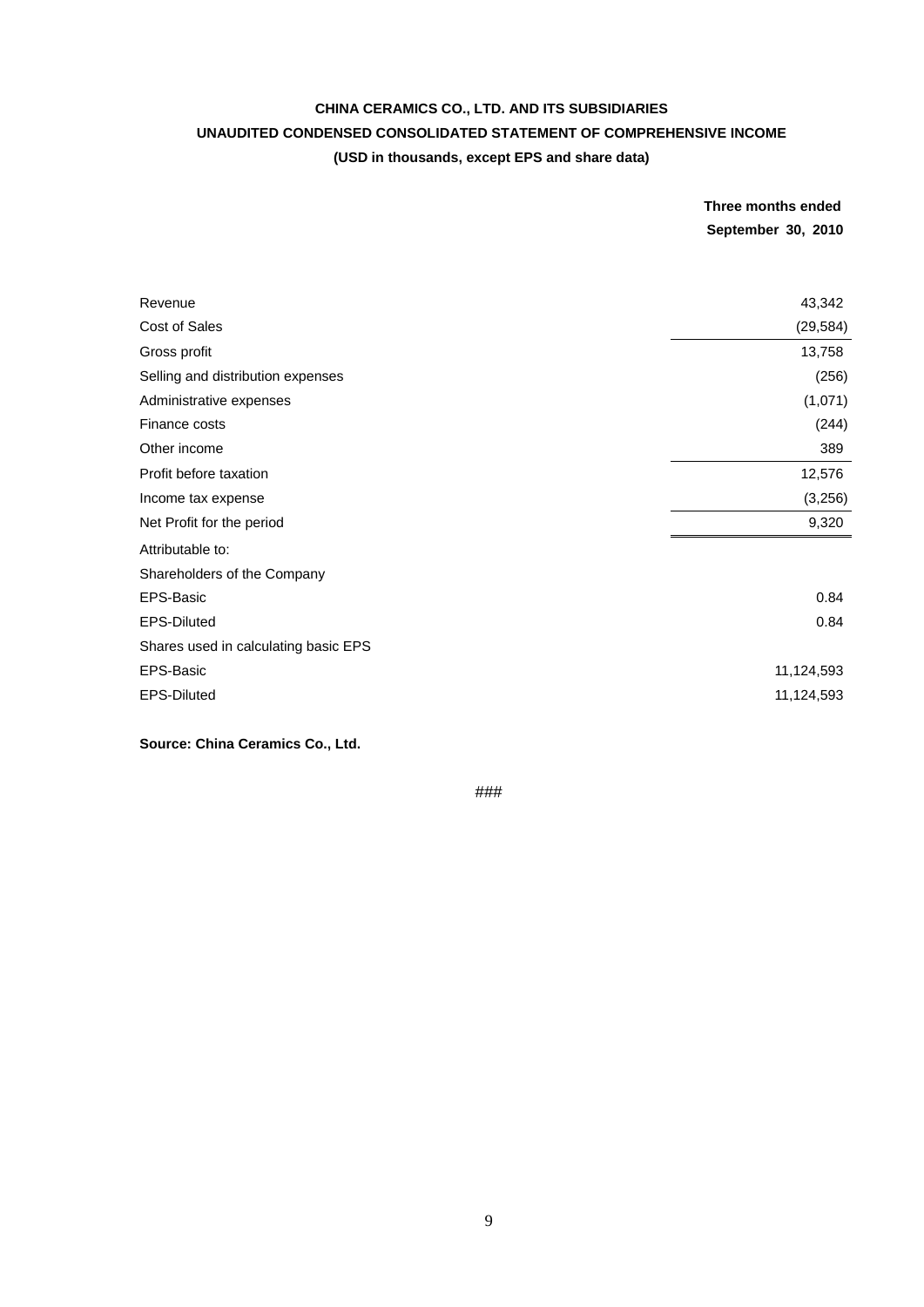**CHINA CERAMICS CO., LTD. AND ITS SUBSIDIARIES**

**UNAUDITED CONDENSED CONSOLIDATED STATEMENT OF COMPREHENSIVE INCOME**

**(USD in thousands, except EPS and share data)**

| | Three months ended September 30, 2010 |
|---|---|
| Revenue | 43,342 |
| Cost of Sales | (29,584) |
| Gross profit | 13,758 |
| Selling and distribution expenses | (256) |
| Administrative expenses | (1,071) |
| Finance costs | (244) |
| Other income | 389 |
| Profit before taxation | 12,576 |
| Income tax expense | (3,256) |
| Net Profit for the period | 9,320 |
| Attributable to: | |
| Shareholders of the Company | |
| EPS-Basic | 0.84 |
| EPS-Diluted | 0.84 |
| Shares used in calculating basic EPS | |
| EPS-Basic | 11,124,593 |
| EPS-Diluted | 11,124,593 |

**Source: China Ceramics Co., Ltd.**

###